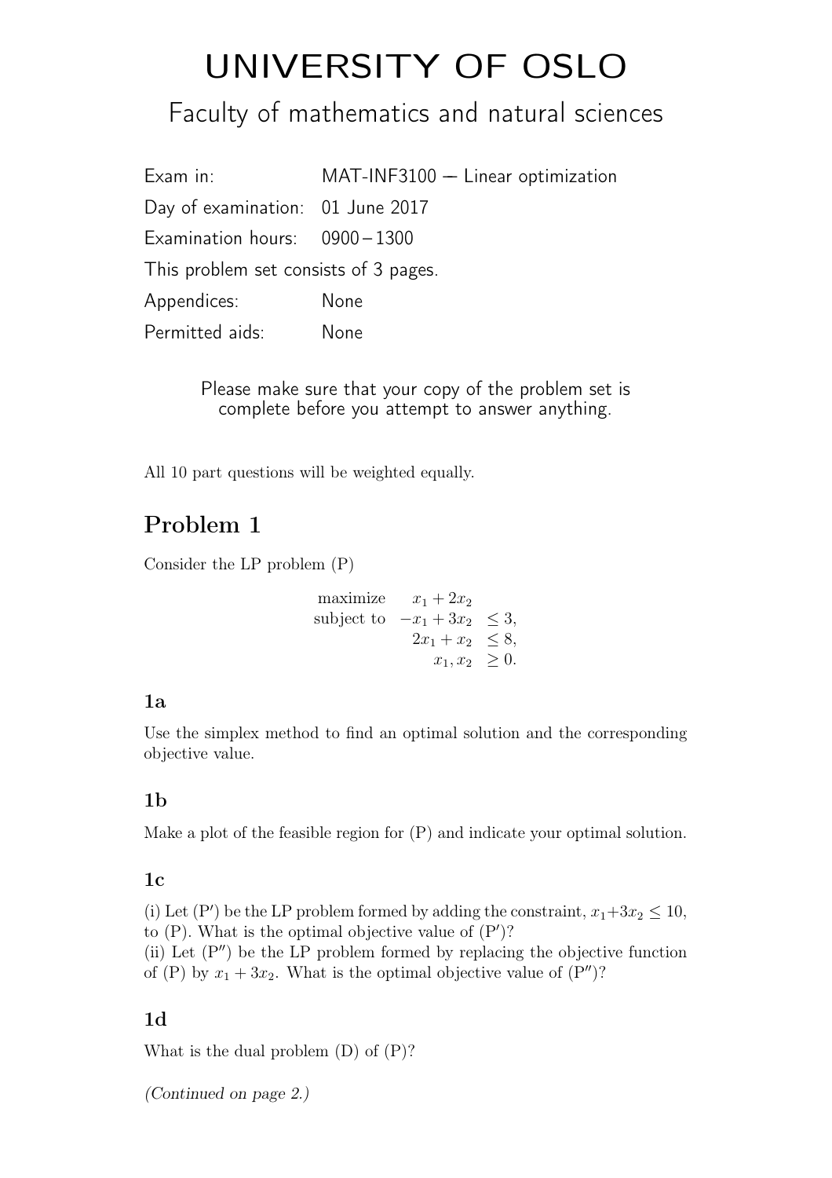# UNIVERSITY OF OSLO

## Faculty of mathematics and natural sciences

Exam in: MAT-INF3100 — Linear optimization

Day of examination: 01 June 2017

Examination hours: 0900 – 1300

This problem set consists of 3 pages.

Appendices: None

Permitted aids: None

Please make sure that your copy of the problem set is complete before you attempt to answer anything.

All 10 part questions will be weighted equally.

## Problem 1

Consider the LP problem (P)

$$
\begin{array}{rrl}
\text{maximize} & x_1 + 2x_2 & \\
\text{subject to} & -x_1 + 3x_2 & \leq 3, \\
& 2x_1 + x_2 & \leq 8, \\
& x_1, x_2 & \geq 0.
\end{array}
$$

### 1a

Use the simplex method to find an optimal solution and the corresponding objective value.

### 1b

Make a plot of the feasible region for (P) and indicate your optimal solution.

### 1c

(i) Let (P′) be the LP problem formed by adding the constraint, $x_1 + 3x_2 \leq 10$, to (P). What is the optimal objective value of (P′)?

(ii) Let (P″) be the LP problem formed by replacing the objective function of (P) by $x_1 + 3x_2$. What is the optimal objective value of (P″)?

### 1d

What is the dual problem (D) of (P)?

*(Continued on page 2.)*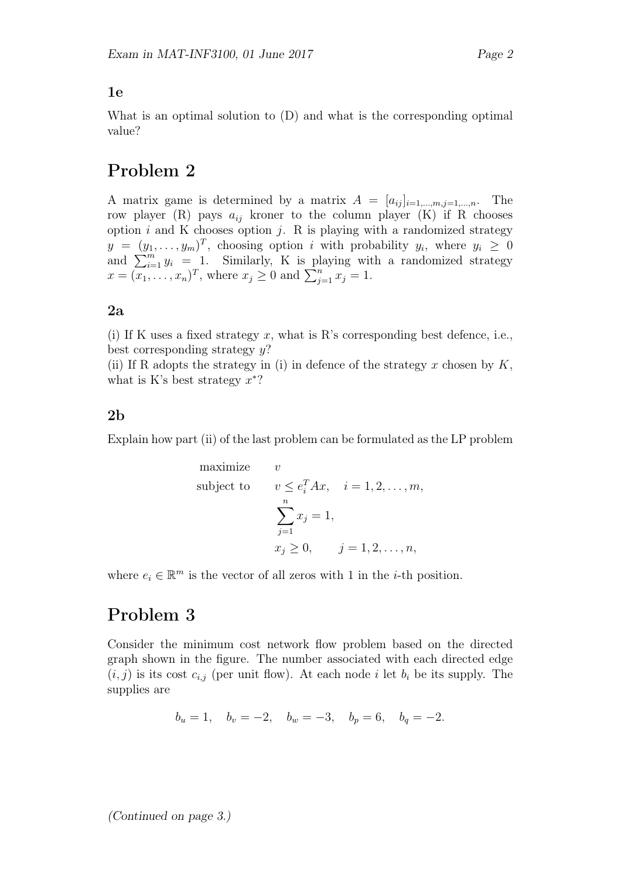### 1e

What is an optimal solution to (D) and what is the corresponding optimal value?

## Problem 2

A matrix game is determined by a matrix $A = [a_{ij}]_{i=1,\ldots,m, j=1,\ldots,n}$. The row player (R) pays $a_{ij}$ kroner to the column player (K) if R chooses option $i$ and K chooses option $j$. R is playing with a randomized strategy $y = (y_1, \ldots, y_m)^T$, choosing option $i$ with probability $y_i$, where $y_i \geq 0$ and $\sum_{i=1}^{m} y_i = 1$. Similarly, K is playing with a randomized strategy $x = (x_1, \ldots, x_n)^T$, where $x_j \geq 0$ and $\sum_{j=1}^{n} x_j = 1$.

### 2a

(i) If K uses a fixed strategy $x$, what is R's corresponding best defence, i.e., best corresponding strategy $y$?
(ii) If R adopts the strategy in (i) in defence of the strategy $x$ chosen by $K$, what is K's best strategy $x^*$?

### 2b

Explain how part (ii) of the last problem can be formulated as the LP problem

$$
\begin{aligned}
\text{maximize} \quad & v \\
\text{subject to} \quad & v \leq e_i^T A x, \quad i = 1, 2, \ldots, m, \\
& \sum_{j=1}^{n} x_j = 1, \\
& x_j \geq 0, \qquad j = 1, 2, \ldots, n,
\end{aligned}
$$

where $e_i \in \mathbb{R}^m$ is the vector of all zeros with 1 in the $i$-th position.

## Problem 3

Consider the minimum cost network flow problem based on the directed graph shown in the figure. The number associated with each directed edge $(i, j)$ is its cost $c_{i,j}$ (per unit flow). At each node $i$ let $b_i$ be its supply. The supplies are

$$
b_u = 1, \quad b_v = -2, \quad b_w = -3, \quad b_p = 6, \quad b_q = -2.
$$

*(Continued on page 3.)*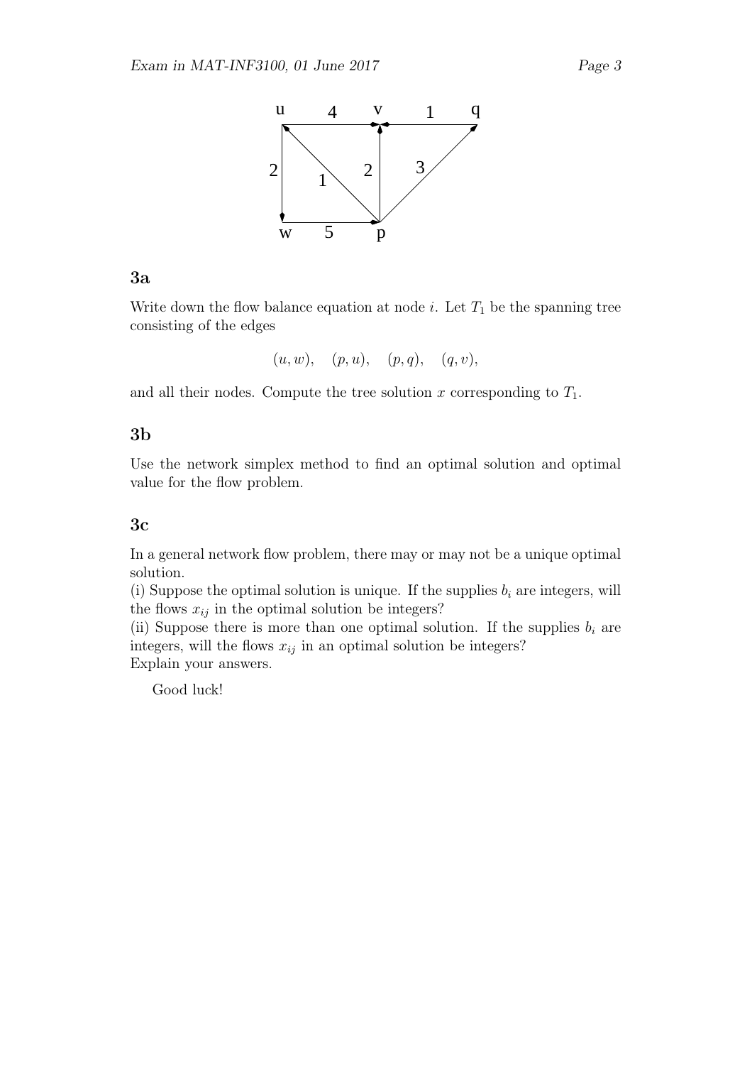u 4 v 1 q

2 1 2 3

w 5 p

### 3a

Write down the flow balance equation at node $i$. Let $T_1$ be the spanning tree consisting of the edges

$$(u, w), \quad (p, u), \quad (p, q), \quad (q, v),$$

and all their nodes. Compute the tree solution $x$ corresponding to $T_1$.

### 3b

Use the network simplex method to find an optimal solution and optimal value for the flow problem.

### 3c

In a general network flow problem, there may or may not be a unique optimal solution.

(i) Suppose the optimal solution is unique. If the supplies $b_i$ are integers, will the flows $x_{ij}$ in the optimal solution be integers?

(ii) Suppose there is more than one optimal solution. If the supplies $b_i$ are integers, will the flows $x_{ij}$ in an optimal solution be integers?

Explain your answers.

Good luck!